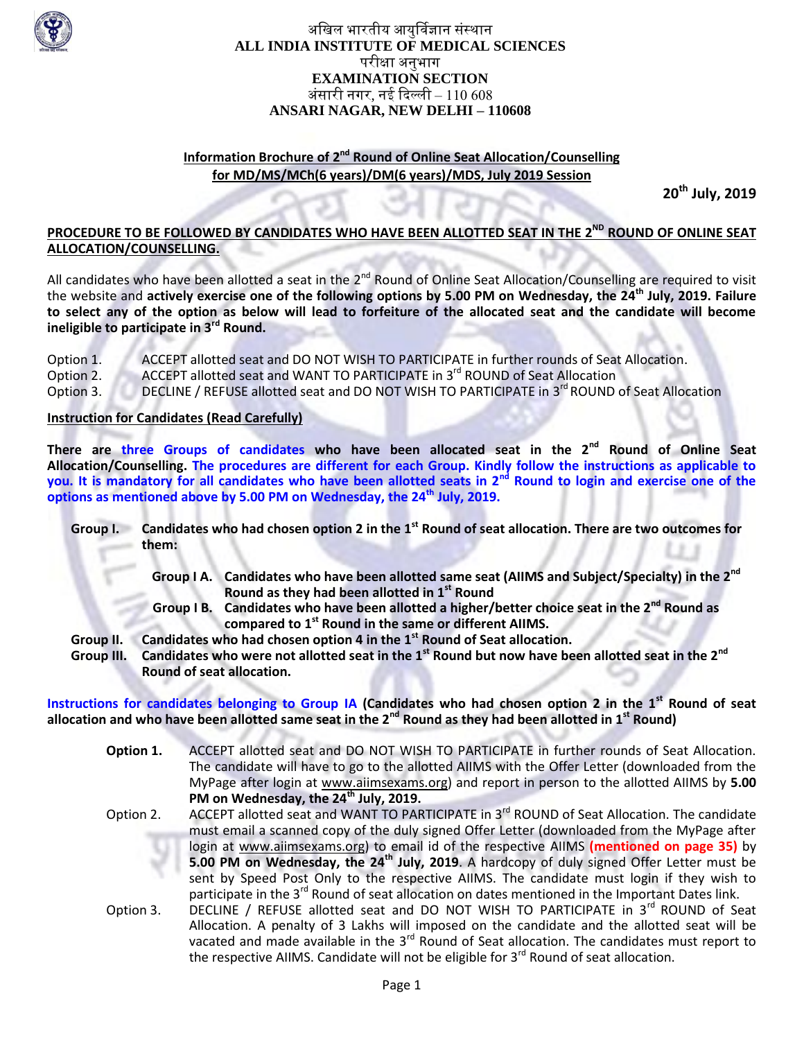अखिल भारतीय आयुर्विज्ञान संस्थान

**ALL INDIA INSTITUTE OF MEDICAL SCIENCES**

परीक्षा अनुभाग

**EXAMINATION SECTION**

अंसारी नगर, नई दिल्ली – 110 608

**ANSARI NAGAR, NEW DELHI – 110608**

## Information Brochure of 2nd Round of Online Seat Allocation/Counselling for MD/MS/MCh(6 years)/DM(6 years)/MDS, July 2019 Session

**20th July, 2019**

### PROCEDURE TO BE FOLLOWED BY CANDIDATES WHO HAVE BEEN ALLOTTED SEAT IN THE 2ND ROUND OF ONLINE SEAT ALLOCATION/COUNSELLING.

All candidates who have been allotted a seat in the 2nd Round of Online Seat Allocation/Counselling are required to visit the website and **actively exercise one of the following options by 5.00 PM on Wednesday, the 24th July, 2019. Failure to select any of the option as below will lead to forfeiture of the allocated seat and the candidate will become ineligible to participate in 3rd Round.**

Option 1. ACCEPT allotted seat and DO NOT WISH TO PARTICIPATE in further rounds of Seat Allocation.
Option 2. ACCEPT allotted seat and WANT TO PARTICIPATE in 3rd ROUND of Seat Allocation
Option 3. DECLINE / REFUSE allotted seat and DO NOT WISH TO PARTICIPATE in 3rd ROUND of Seat Allocation

**Instruction for Candidates (Read Carefully)**

**There are three Groups of candidates who have been allocated seat in the 2nd Round of Online Seat Allocation/Counselling. The procedures are different for each Group. Kindly follow the instructions as applicable to you. It is mandatory for all candidates who have been allotted seats in 2nd Round to login and exercise one of the options as mentioned above by 5.00 PM on Wednesday, the 24th July, 2019.**

- **Group I. Candidates who had chosen option 2 in the 1st Round of seat allocation. There are two outcomes for them:**
  - **Group I A. Candidates who have been allotted same seat (AIIMS and Subject/Specialty) in the 2nd Round as they had been allotted in 1st Round**
  - **Group I B. Candidates who have been allotted a higher/better choice seat in the 2nd Round as compared to 1st Round in the same or different AIIMS.**
- **Group II. Candidates who had chosen option 4 in the 1st Round of Seat allocation.**
- **Group III. Candidates who were not allotted seat in the 1st Round but now have been allotted seat in the 2nd Round of seat allocation.**

**Instructions for candidates belonging to Group IA (Candidates who had chosen option 2 in the 1st Round of seat allocation and who have been allotted same seat in the 2nd Round as they had been allotted in 1st Round)**

**Option 1.** ACCEPT allotted seat and DO NOT WISH TO PARTICIPATE in further rounds of Seat Allocation. The candidate will have to go to the allotted AIIMS with the Offer Letter (downloaded from the MyPage after login at www.aiimsexams.org) and report in person to the allotted AIIMS by **5.00 PM on Wednesday, the 24th July, 2019.**

Option 2. ACCEPT allotted seat and WANT TO PARTICIPATE in 3rd ROUND of Seat Allocation. The candidate must email a scanned copy of the duly signed Offer Letter (downloaded from the MyPage after login at www.aiimsexams.org) to email id of the respective AIIMS **(mentioned on page 35)** by **5.00 PM on Wednesday, the 24th July, 2019**. A hardcopy of duly signed Offer Letter must be sent by Speed Post Only to the respective AIIMS. The candidate must login if they wish to participate in the 3rd Round of seat allocation on dates mentioned in the Important Dates link.

Option 3. DECLINE / REFUSE allotted seat and DO NOT WISH TO PARTICIPATE in 3rd ROUND of Seat Allocation. A penalty of 3 Lakhs will imposed on the candidate and the allotted seat will be vacated and made available in the 3rd Round of Seat allocation. The candidates must report to the respective AIIMS. Candidate will not be eligible for 3rd Round of seat allocation.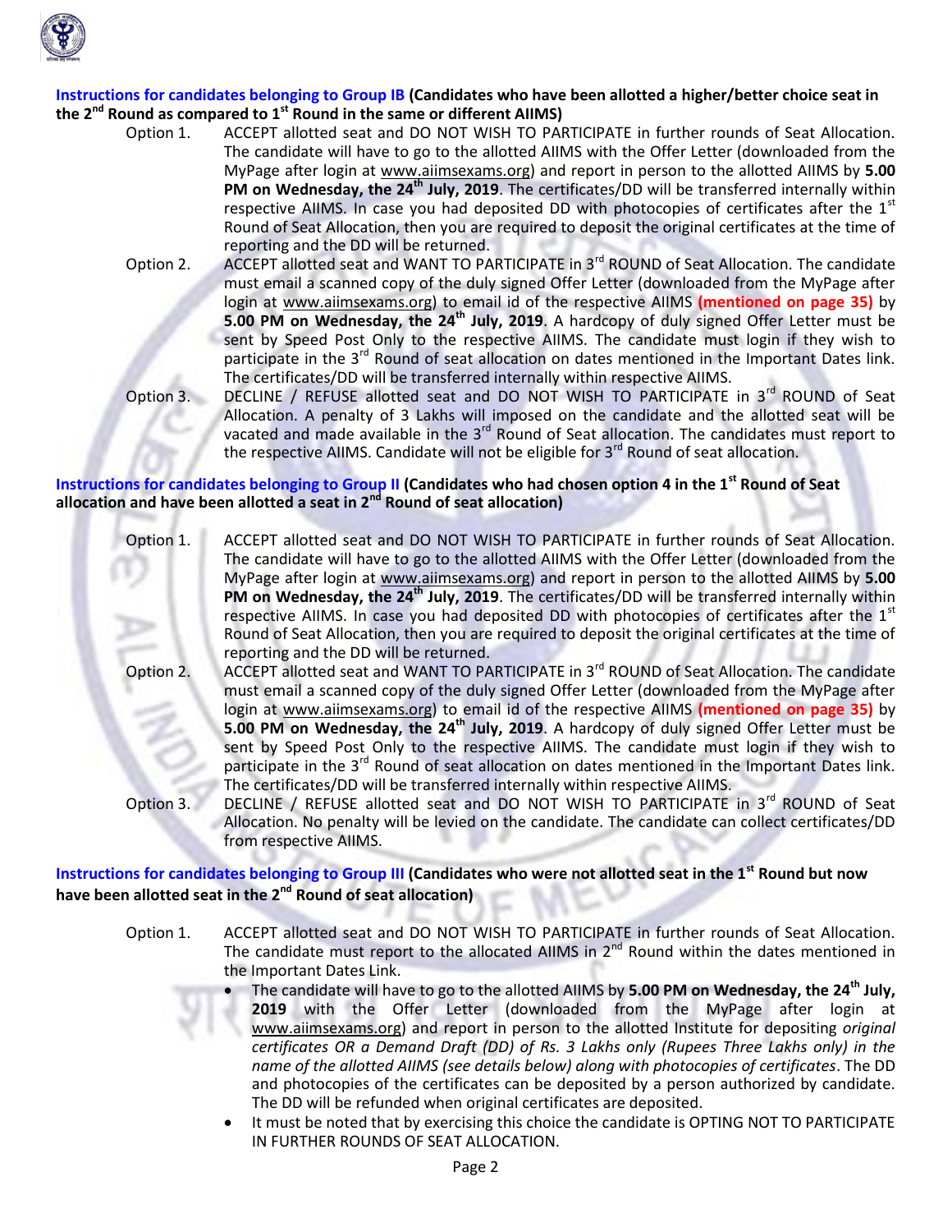**Instructions for candidates belonging to Group IB (Candidates who have been allotted a higher/better choice seat in the 2nd Round as compared to 1st Round in the same or different AIIMS)**

Option 1. ACCEPT allotted seat and DO NOT WISH TO PARTICIPATE in further rounds of Seat Allocation. The candidate will have to go to the allotted AIIMS with the Offer Letter (downloaded from the MyPage after login at www.aiimsexams.org) and report in person to the allotted AIIMS by **5.00 PM on Wednesday, the 24th July, 2019**. The certificates/DD will be transferred internally within respective AIIMS. In case you had deposited DD with photocopies of certificates after the 1st Round of Seat Allocation, then you are required to deposit the original certificates at the time of reporting and the DD will be returned.

Option 2. ACCEPT allotted seat and WANT TO PARTICIPATE in 3rd ROUND of Seat Allocation. The candidate must email a scanned copy of the duly signed Offer Letter (downloaded from the MyPage after login at www.aiimsexams.org) to email id of the respective AIIMS **(mentioned on page 35)** by **5.00 PM on Wednesday, the 24th July, 2019**. A hardcopy of duly signed Offer Letter must be sent by Speed Post Only to the respective AIIMS. The candidate must login if they wish to participate in the 3rd Round of seat allocation on dates mentioned in the Important Dates link. The certificates/DD will be transferred internally within respective AIIMS.

Option 3. DECLINE / REFUSE allotted seat and DO NOT WISH TO PARTICIPATE in 3rd ROUND of Seat Allocation. A penalty of 3 Lakhs will imposed on the candidate and the allotted seat will be vacated and made available in the 3rd Round of Seat allocation. The candidates must report to the respective AIIMS. Candidate will not be eligible for 3rd Round of seat allocation.

**Instructions for candidates belonging to Group II (Candidates who had chosen option 4 in the 1st Round of Seat allocation and have been allotted a seat in 2nd Round of seat allocation)**

Option 1. ACCEPT allotted seat and DO NOT WISH TO PARTICIPATE in further rounds of Seat Allocation. The candidate will have to go to the allotted AIIMS with the Offer Letter (downloaded from the MyPage after login at www.aiimsexams.org) and report in person to the allotted AIIMS by **5.00 PM on Wednesday, the 24th July, 2019**. The certificates/DD will be transferred internally within respective AIIMS. In case you had deposited DD with photocopies of certificates after the 1st Round of Seat Allocation, then you are required to deposit the original certificates at the time of reporting and the DD will be returned.

Option 2. ACCEPT allotted seat and WANT TO PARTICIPATE in 3rd ROUND of Seat Allocation. The candidate must email a scanned copy of the duly signed Offer Letter (downloaded from the MyPage after login at www.aiimsexams.org) to email id of the respective AIIMS **(mentioned on page 35)** by **5.00 PM on Wednesday, the 24th July, 2019**. A hardcopy of duly signed Offer Letter must be sent by Speed Post Only to the respective AIIMS. The candidate must login if they wish to participate in the 3rd Round of seat allocation on dates mentioned in the Important Dates link. The certificates/DD will be transferred internally within respective AIIMS.

Option 3. DECLINE / REFUSE allotted seat and DO NOT WISH TO PARTICIPATE in 3rd ROUND of Seat Allocation. No penalty will be levied on the candidate. The candidate can collect certificates/DD from respective AIIMS.

**Instructions for candidates belonging to Group III (Candidates who were not allotted seat in the 1st Round but now have been allotted seat in the 2nd Round of seat allocation)**

Option 1. ACCEPT allotted seat and DO NOT WISH TO PARTICIPATE in further rounds of Seat Allocation. The candidate must report to the allocated AIIMS in 2nd Round within the dates mentioned in the Important Dates Link.

- The candidate will have to go to the allotted AIIMS by **5.00 PM on Wednesday, the 24th July, 2019** with the Offer Letter (downloaded from the MyPage after login at www.aiimsexams.org) and report in person to the allotted Institute for depositing *original certificates OR a Demand Draft (DD) of Rs. 3 Lakhs only (Rupees Three Lakhs only) in the name of the allotted AIIMS (see details below) along with photocopies of certificates*. The DD and photocopies of the certificates can be deposited by a person authorized by candidate. The DD will be refunded when original certificates are deposited.
- It must be noted that by exercising this choice the candidate is OPTING NOT TO PARTICIPATE IN FURTHER ROUNDS OF SEAT ALLOCATION.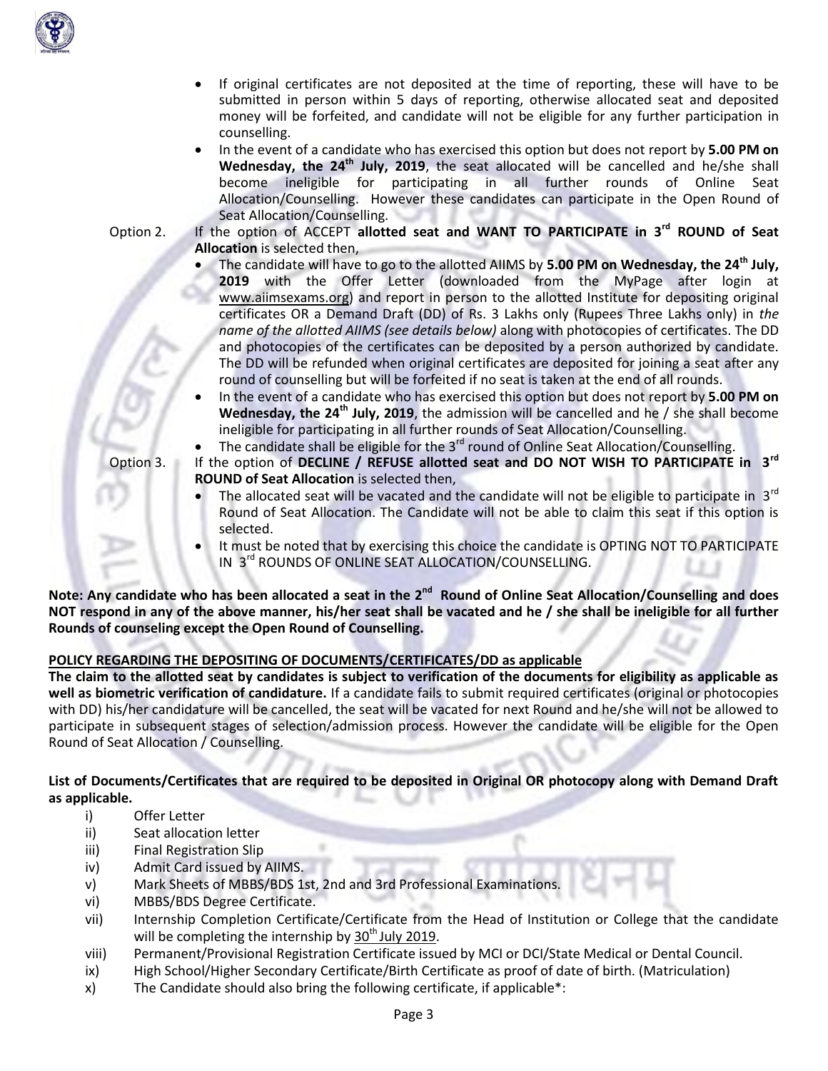- If original certificates are not deposited at the time of reporting, these will have to be submitted in person within 5 days of reporting, otherwise allocated seat and deposited money will be forfeited, and candidate will not be eligible for any further participation in counselling.
- In the event of a candidate who has exercised this option but does not report by **5.00 PM on Wednesday, the 24th July, 2019**, the seat allocated will be cancelled and he/she shall become ineligible for participating in all further rounds of Online Seat Allocation/Counselling. However these candidates can participate in the Open Round of Seat Allocation/Counselling.

Option 2. If the option of ACCEPT **allotted seat and WANT TO PARTICIPATE in 3rd ROUND of Seat Allocation** is selected then,

- The candidate will have to go to the allotted AIIMS by **5.00 PM on Wednesday, the 24th July, 2019** with the Offer Letter (downloaded from the MyPage after login at www.aiimsexams.org) and report in person to the allotted Institute for depositing original certificates OR a Demand Draft (DD) of Rs. 3 Lakhs only (Rupees Three Lakhs only) in *the name of the allotted AIIMS (see details below)* along with photocopies of certificates. The DD and photocopies of the certificates can be deposited by a person authorized by candidate. The DD will be refunded when original certificates are deposited for joining a seat after any round of counselling but will be forfeited if no seat is taken at the end of all rounds.
- In the event of a candidate who has exercised this option but does not report by **5.00 PM on Wednesday, the 24th July, 2019**, the admission will be cancelled and he / she shall become ineligible for participating in all further rounds of Seat Allocation/Counselling.
- The candidate shall be eligible for the 3rd round of Online Seat Allocation/Counselling.

Option 3. If the option of **DECLINE / REFUSE allotted seat and DO NOT WISH TO PARTICIPATE in 3rd ROUND of Seat Allocation** is selected then,

- The allocated seat will be vacated and the candidate will not be eligible to participate in 3rd Round of Seat Allocation. The Candidate will not be able to claim this seat if this option is selected.
- It must be noted that by exercising this choice the candidate is OPTING NOT TO PARTICIPATE IN 3rd ROUNDS OF ONLINE SEAT ALLOCATION/COUNSELLING.

**Note: Any candidate who has been allocated a seat in the 2nd Round of Online Seat Allocation/Counselling and does NOT respond in any of the above manner, his/her seat shall be vacated and he / she shall be ineligible for all further Rounds of counseling except the Open Round of Counselling.**

**POLICY REGARDING THE DEPOSITING OF DOCUMENTS/CERTIFICATES/DD as applicable**

**The claim to the allotted seat by candidates is subject to verification of the documents for eligibility as applicable as well as biometric verification of candidature.** If a candidate fails to submit required certificates (original or photocopies with DD) his/her candidature will be cancelled, the seat will be vacated for next Round and he/she will not be allowed to participate in subsequent stages of selection/admission process. However the candidate will be eligible for the Open Round of Seat Allocation / Counselling.

**List of Documents/Certificates that are required to be deposited in Original OR photocopy along with Demand Draft as applicable.**

i) Offer Letter
ii) Seat allocation letter
iii) Final Registration Slip
iv) Admit Card issued by AIIMS.
v) Mark Sheets of MBBS/BDS 1st, 2nd and 3rd Professional Examinations.
vi) MBBS/BDS Degree Certificate.
vii) Internship Completion Certificate/Certificate from the Head of Institution or College that the candidate will be completing the internship by 30th July 2019.
viii) Permanent/Provisional Registration Certificate issued by MCI or DCI/State Medical or Dental Council.
ix) High School/Higher Secondary Certificate/Birth Certificate as proof of date of birth. (Matriculation)
x) The Candidate should also bring the following certificate, if applicable*: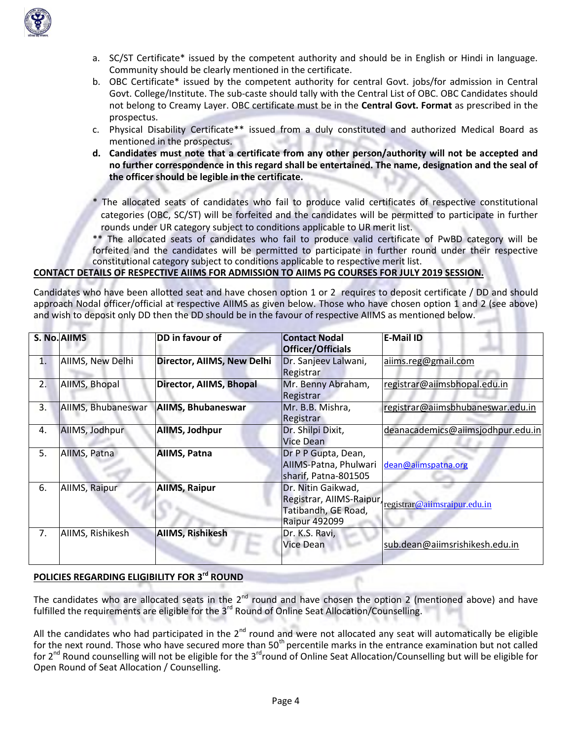a. SC/ST Certificate* issued by the competent authority and should be in English or Hindi in language. Community should be clearly mentioned in the certificate.
b. OBC Certificate* issued by the competent authority for central Govt. jobs/for admission in Central Govt. College/Institute. The sub-caste should tally with the Central List of OBC. OBC Candidates should not belong to Creamy Layer. OBC certificate must be in the **Central Govt. Format** as prescribed in the prospectus.
c. Physical Disability Certificate** issued from a duly constituted and authorized Medical Board as mentioned in the prospectus.
d. **Candidates must note that a certificate from any other person/authority will not be accepted and no further correspondence in this regard shall be entertained. The name, designation and the seal of the officer should be legible in the certificate.**

\* The allocated seats of candidates who fail to produce valid certificates of respective constitutional categories (OBC, SC/ST) will be forfeited and the candidates will be permitted to participate in further rounds under UR category subject to conditions applicable to UR merit list.

\*\* The allocated seats of candidates who fail to produce valid certificate of PwBD category will be forfeited and the candidates will be permitted to participate in further round under their respective constitutional category subject to conditions applicable to respective merit list.

**CONTACT DETAILS OF RESPECTIVE AIIMS FOR ADMISSION TO AIIMS PG COURSES FOR JULY 2019 SESSION.**

Candidates who have been allotted seat and have chosen option 1 or 2 requires to deposit certificate / DD and should approach Nodal officer/official at respective AIIMS as given below. Those who have chosen option 1 and 2 (see above) and wish to deposit only DD then the DD should be in the favour of respective AIIMS as mentioned below.

| S. No. | AIIMS | DD in favour of | Contact Nodal Officer/Officials | E-Mail ID |
|---|---|---|---|---|
| 1. | AIIMS, New Delhi | **Director, AIIMS, New Delhi** | Dr. Sanjeev Lalwani, Registrar | aiims.reg@gmail.com |
| 2. | AIIMS, Bhopal | **Director, AIIMS, Bhopal** | Mr. Benny Abraham, Registrar | registrar@aiimsbhopal.edu.in |
| 3. | AIIMS, Bhubaneswar | **AIIMS, Bhubaneswar** | Mr. B.B. Mishra, Registrar | registrar@aiimsbhubaneswar.edu.in |
| 4. | AIIMS, Jodhpur | **AIIMS, Jodhpur** | Dr. Shilpi Dixit, Vice Dean | deanacademics@aiimsjodhpur.edu.in |
| 5. | AIIMS, Patna | **AIIMS, Patna** | Dr P P Gupta, Dean, AIIMS-Patna, Phulwari sharif, Patna-801505 | dean@aiimspatna.org |
| 6. | AIIMS, Raipur | **AIIMS, Raipur** | Dr. Nitin Gaikwad, Registrar, AIIMS-Raipur, Tatibandh, GE Road, Raipur 492099 | registrar@aiimsraipur.edu.in |
| 7. | AIIMS, Rishikesh | **AIIMS, Rishikesh** | Dr. K.S. Ravi, Vice Dean | sub.dean@aiimsrishikesh.edu.in |

**POLICIES REGARDING ELIGIBILITY FOR 3rd ROUND**

The candidates who are allocated seats in the 2nd round and have chosen the option 2 (mentioned above) and have fulfilled the requirements are eligible for the 3rd Round of Online Seat Allocation/Counselling.

All the candidates who had participated in the 2nd round and were not allocated any seat will automatically be eligible for the next round. Those who have secured more than 50th percentile marks in the entrance examination but not called for 2nd Round counselling will not be eligible for the 3rd round of Online Seat Allocation/Counselling but will be eligible for Open Round of Seat Allocation / Counselling.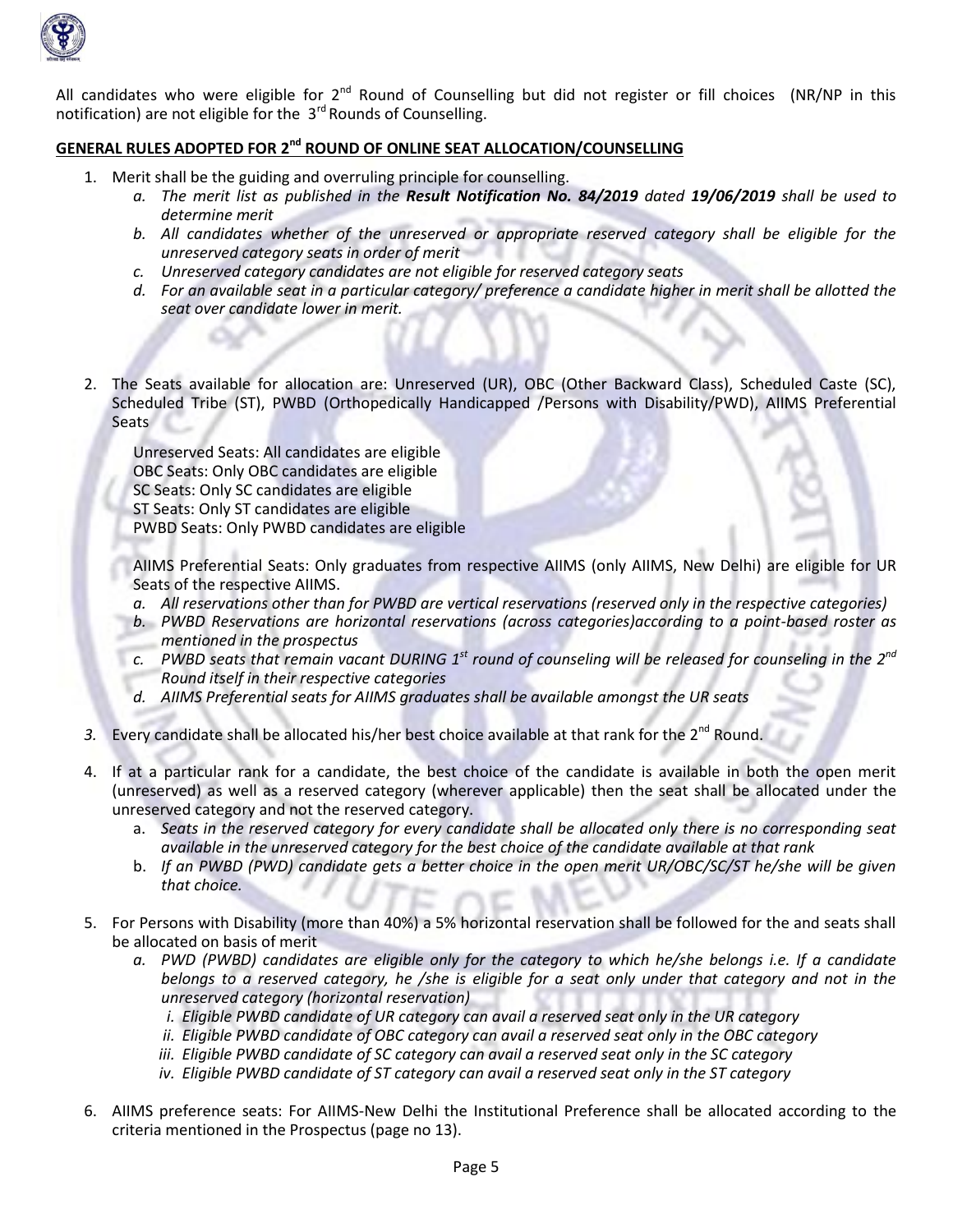All candidates who were eligible for 2nd Round of Counselling but did not register or fill choices (NR/NP in this notification) are not eligible for the 3rd Rounds of Counselling.

## GENERAL RULES ADOPTED FOR 2nd ROUND OF ONLINE SEAT ALLOCATION/COUNSELLING

1. Merit shall be the guiding and overruling principle for counselling.
   a. *The merit list as published in the* ***Result Notification No. 84/2019*** *dated* ***19/06/2019*** *shall be used to determine merit*
   b. *All candidates whether of the unreserved or appropriate reserved category shall be eligible for the unreserved category seats in order of merit*
   c. *Unreserved category candidates are not eligible for reserved category seats*
   d. *For an available seat in a particular category/ preference a candidate higher in merit shall be allotted the seat over candidate lower in merit.*

2. The Seats available for allocation are: Unreserved (UR), OBC (Other Backward Class), Scheduled Caste (SC), Scheduled Tribe (ST), PWBD (Orthopedically Handicapped /Persons with Disability/PWD), AIIMS Preferential Seats

   Unreserved Seats: All candidates are eligible
   OBC Seats: Only OBC candidates are eligible
   SC Seats: Only SC candidates are eligible
   ST Seats: Only ST candidates are eligible
   PWBD Seats: Only PWBD candidates are eligible

   AIIMS Preferential Seats: Only graduates from respective AIIMS (only AIIMS, New Delhi) are eligible for UR Seats of the respective AIIMS.
   a. *All reservations other than for PWBD are vertical reservations (reserved only in the respective categories)*
   b. *PWBD Reservations are horizontal reservations (across categories)according to a point-based roster as mentioned in the prospectus*
   c. *PWBD seats that remain vacant DURING 1st round of counseling will be released for counseling in the 2nd Round itself in their respective categories*
   d. *AIIMS Preferential seats for AIIMS graduates shall be available amongst the UR seats*

3. Every candidate shall be allocated his/her best choice available at that rank for the 2nd Round.

4. If at a particular rank for a candidate, the best choice of the candidate is available in both the open merit (unreserved) as well as a reserved category (wherever applicable) then the seat shall be allocated under the unreserved category and not the reserved category.
   a. *Seats in the reserved category for every candidate shall be allocated only there is no corresponding seat available in the unreserved category for the best choice of the candidate available at that rank*
   b. *If an PWBD (PWD) candidate gets a better choice in the open merit UR/OBC/SC/ST he/she will be given that choice.*

5. For Persons with Disability (more than 40%) a 5% horizontal reservation shall be followed for the and seats shall be allocated on basis of merit
   a. *PWD (PWBD) candidates are eligible only for the category to which he/she belongs i.e. If a candidate belongs to a reserved category, he /she is eligible for a seat only under that category and not in the unreserved category (horizontal reservation)*
      i. *Eligible PWBD candidate of UR category can avail a reserved seat only in the UR category*
      ii. *Eligible PWBD candidate of OBC category can avail a reserved seat only in the OBC category*
      iii. *Eligible PWBD candidate of SC category can avail a reserved seat only in the SC category*
      iv. *Eligible PWBD candidate of ST category can avail a reserved seat only in the ST category*

6. AIIMS preference seats: For AIIMS-New Delhi the Institutional Preference shall be allocated according to the criteria mentioned in the Prospectus (page no 13).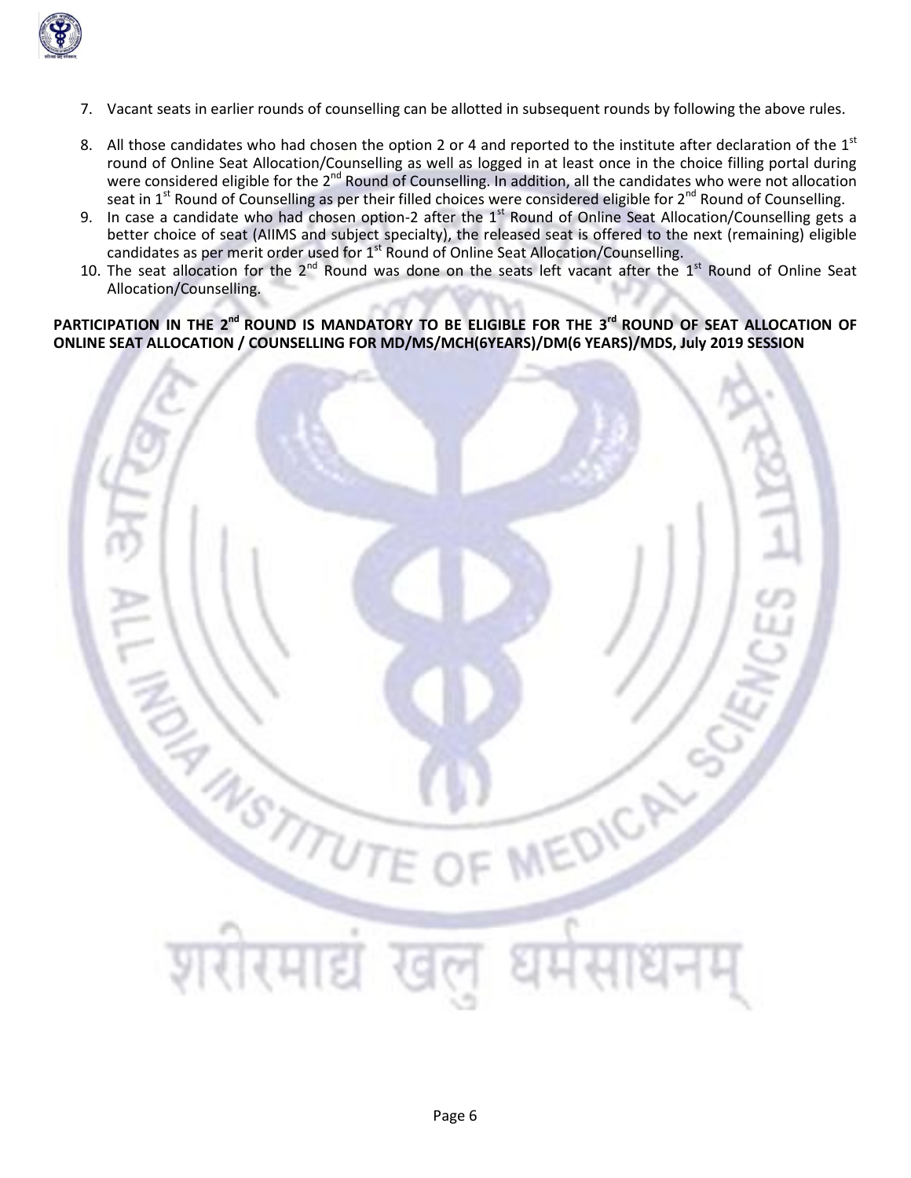7. Vacant seats in earlier rounds of counselling can be allotted in subsequent rounds by following the above rules.
8. All those candidates who had chosen the option 2 or 4 and reported to the institute after declaration of the 1st round of Online Seat Allocation/Counselling as well as logged in at least once in the choice filling portal during were considered eligible for the 2nd Round of Counselling. In addition, all the candidates who were not allocation seat in 1st Round of Counselling as per their filled choices were considered eligible for 2nd Round of Counselling.
9. In case a candidate who had chosen option-2 after the 1st Round of Online Seat Allocation/Counselling gets a better choice of seat (AIIMS and subject specialty), the released seat is offered to the next (remaining) eligible candidates as per merit order used for 1st Round of Online Seat Allocation/Counselling.
10. The seat allocation for the 2nd Round was done on the seats left vacant after the 1st Round of Online Seat Allocation/Counselling.

**PARTICIPATION IN THE 2nd ROUND IS MANDATORY TO BE ELIGIBLE FOR THE 3rd ROUND OF SEAT ALLOCATION OF ONLINE SEAT ALLOCATION / COUNSELLING FOR MD/MS/MCH(6YEARS)/DM(6 YEARS)/MDS, July 2019 SESSION**